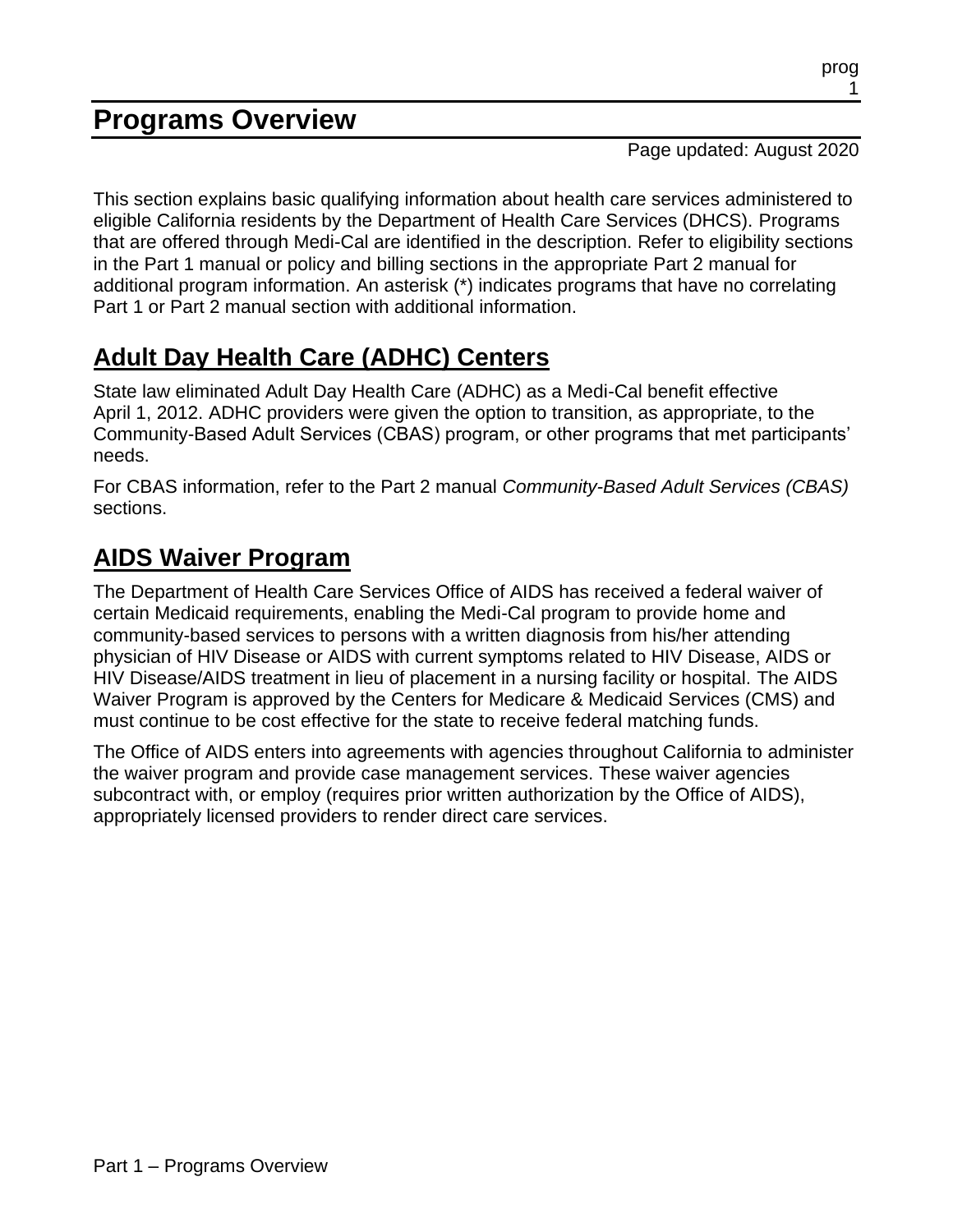# Programs Overview

Page updated: August 2020

This section explains basic qualifying information about health care services administered to eligible California residents by the Department of Health Care Services (DHCS). Programs that are offered through Medi-Cal are identified in the description. Refer to eligibility sections in the Part 1 manual or policy and billing sections in the appropriate Part 2 manual for additional program information. An asterisk (*) indicates programs that have no correlating Part 1 or Part 2 manual section with additional information.

## Adult Day Health Care (ADHC) Centers

State law eliminated Adult Day Health Care (ADHC) as a Medi-Cal benefit effective April 1, 2012. ADHC providers were given the option to transition, as appropriate, to the Community-Based Adult Services (CBAS) program, or other programs that met participants' needs.

For CBAS information, refer to the Part 2 manual *Community-Based Adult Services (CBAS)* sections.

## AIDS Waiver Program

The Department of Health Care Services Office of AIDS has received a federal waiver of certain Medicaid requirements, enabling the Medi-Cal program to provide home and community-based services to persons with a written diagnosis from his/her attending physician of HIV Disease or AIDS with current symptoms related to HIV Disease, AIDS or HIV Disease/AIDS treatment in lieu of placement in a nursing facility or hospital. The AIDS Waiver Program is approved by the Centers for Medicare & Medicaid Services (CMS) and must continue to be cost effective for the state to receive federal matching funds.

The Office of AIDS enters into agreements with agencies throughout California to administer the waiver program and provide case management services. These waiver agencies subcontract with, or employ (requires prior written authorization by the Office of AIDS), appropriately licensed providers to render direct care services.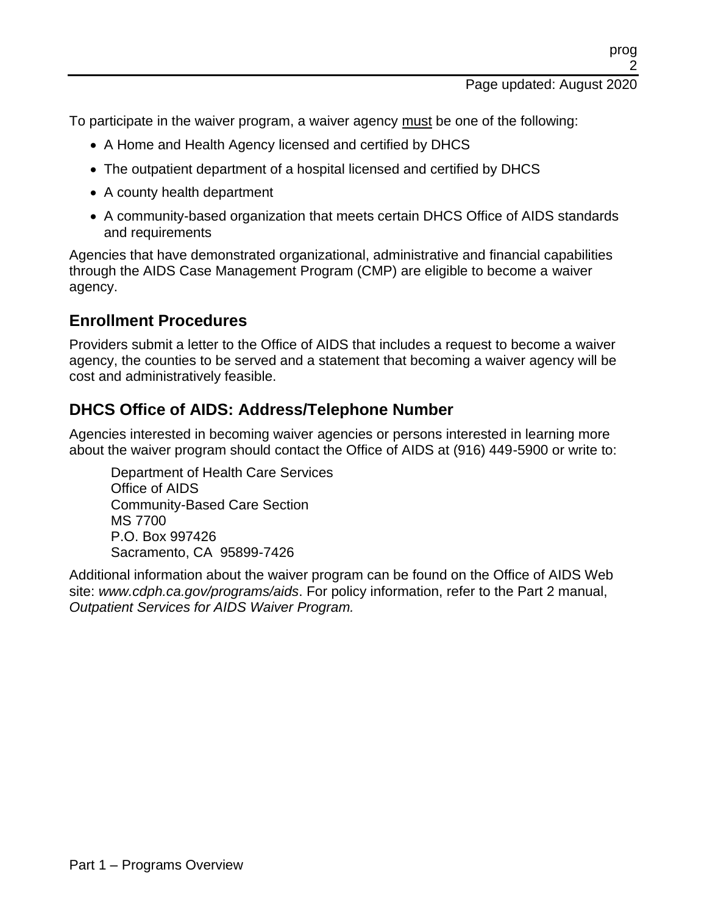To participate in the waiver program, a waiver agency must be one of the following:

- A Home and Health Agency licensed and certified by DHCS
- The outpatient department of a hospital licensed and certified by DHCS
- A county health department
- A community-based organization that meets certain DHCS Office of AIDS standards and requirements

Agencies that have demonstrated organizational, administrative and financial capabilities through the AIDS Case Management Program (CMP) are eligible to become a waiver agency.

## Enrollment Procedures

Providers submit a letter to the Office of AIDS that includes a request to become a waiver agency, the counties to be served and a statement that becoming a waiver agency will be cost and administratively feasible.

## DHCS Office of AIDS: Address/Telephone Number

Agencies interested in becoming waiver agencies or persons interested in learning more about the waiver program should contact the Office of AIDS at (916) 449-5900 or write to:

> Department of Health Care Services
> Office of AIDS
> Community-Based Care Section
> MS 7700
> P.O. Box 997426
> Sacramento, CA 95899-7426

Additional information about the waiver program can be found on the Office of AIDS Web site: *www.cdph.ca.gov/programs/aids*. For policy information, refer to the Part 2 manual, *Outpatient Services for AIDS Waiver Program.*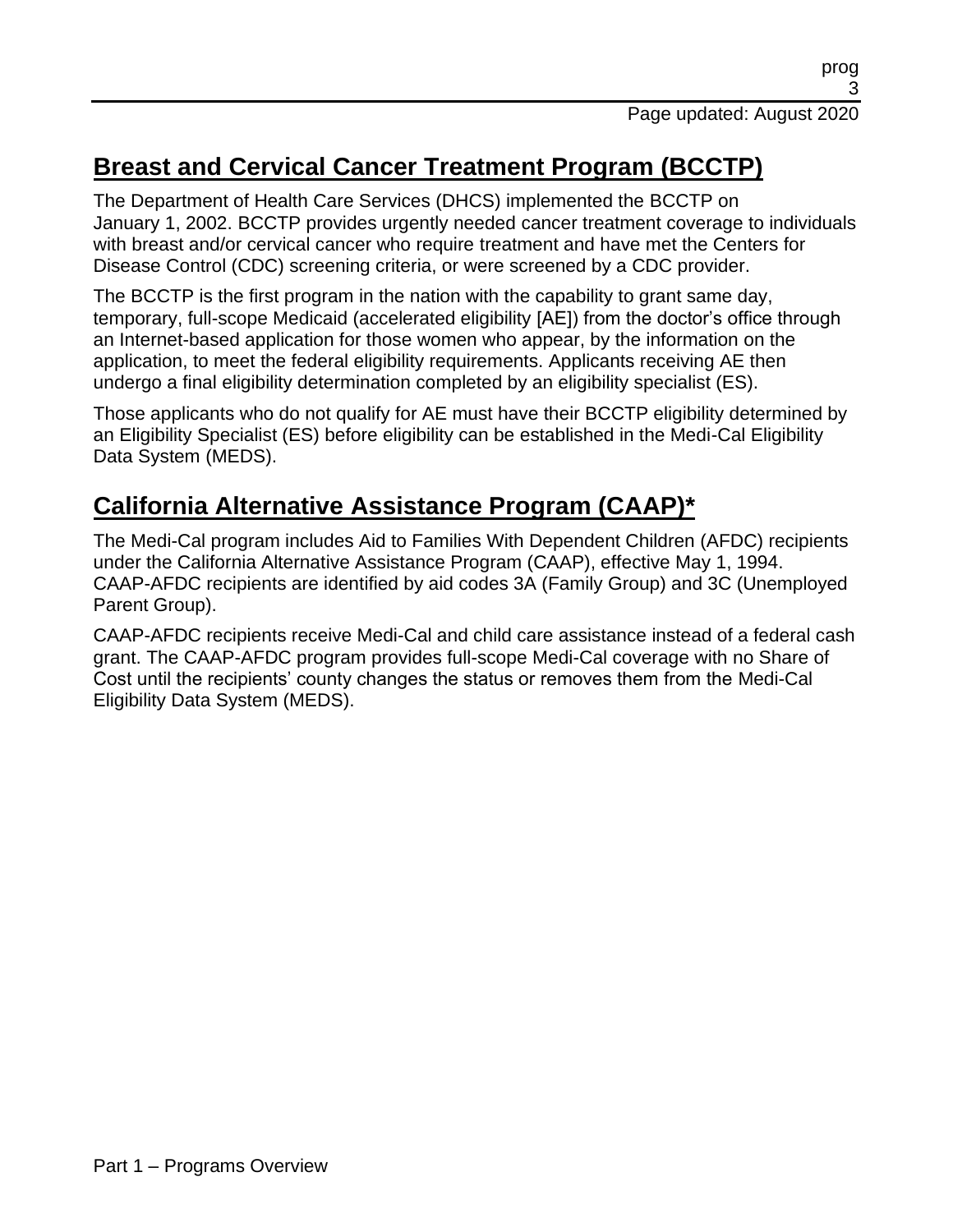## Breast and Cervical Cancer Treatment Program (BCCTP)

The Department of Health Care Services (DHCS) implemented the BCCTP on January 1, 2002. BCCTP provides urgently needed cancer treatment coverage to individuals with breast and/or cervical cancer who require treatment and have met the Centers for Disease Control (CDC) screening criteria, or were screened by a CDC provider.

The BCCTP is the first program in the nation with the capability to grant same day, temporary, full-scope Medicaid (accelerated eligibility [AE]) from the doctor's office through an Internet-based application for those women who appear, by the information on the application, to meet the federal eligibility requirements. Applicants receiving AE then undergo a final eligibility determination completed by an eligibility specialist (ES).

Those applicants who do not qualify for AE must have their BCCTP eligibility determined by an Eligibility Specialist (ES) before eligibility can be established in the Medi-Cal Eligibility Data System (MEDS).

## California Alternative Assistance Program (CAAP)*

The Medi-Cal program includes Aid to Families With Dependent Children (AFDC) recipients under the California Alternative Assistance Program (CAAP), effective May 1, 1994. CAAP-AFDC recipients are identified by aid codes 3A (Family Group) and 3C (Unemployed Parent Group).

CAAP-AFDC recipients receive Medi-Cal and child care assistance instead of a federal cash grant. The CAAP-AFDC program provides full-scope Medi-Cal coverage with no Share of Cost until the recipients' county changes the status or removes them from the Medi-Cal Eligibility Data System (MEDS).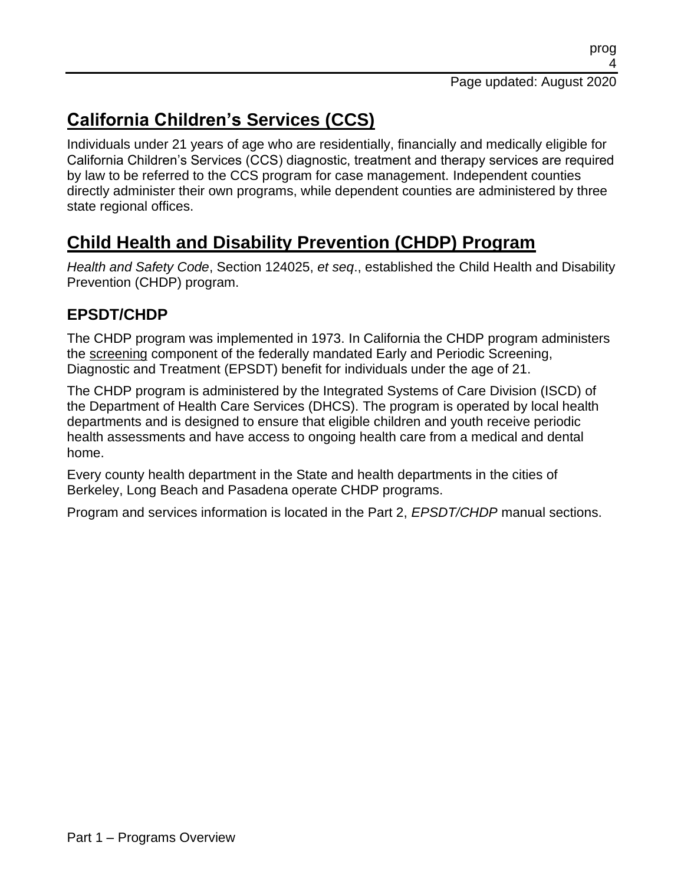## California Children's Services (CCS)

Individuals under 21 years of age who are residentially, financially and medically eligible for California Children's Services (CCS) diagnostic, treatment and therapy services are required by law to be referred to the CCS program for case management. Independent counties directly administer their own programs, while dependent counties are administered by three state regional offices.

## Child Health and Disability Prevention (CHDP) Program

*Health and Safety Code*, Section 124025, *et seq*., established the Child Health and Disability Prevention (CHDP) program.

### EPSDT/CHDP

The CHDP program was implemented in 1973. In California the CHDP program administers the screening component of the federally mandated Early and Periodic Screening, Diagnostic and Treatment (EPSDT) benefit for individuals under the age of 21.

The CHDP program is administered by the Integrated Systems of Care Division (ISCD) of the Department of Health Care Services (DHCS). The program is operated by local health departments and is designed to ensure that eligible children and youth receive periodic health assessments and have access to ongoing health care from a medical and dental home.

Every county health department in the State and health departments in the cities of Berkeley, Long Beach and Pasadena operate CHDP programs.

Program and services information is located in the Part 2, *EPSDT/CHDP* manual sections.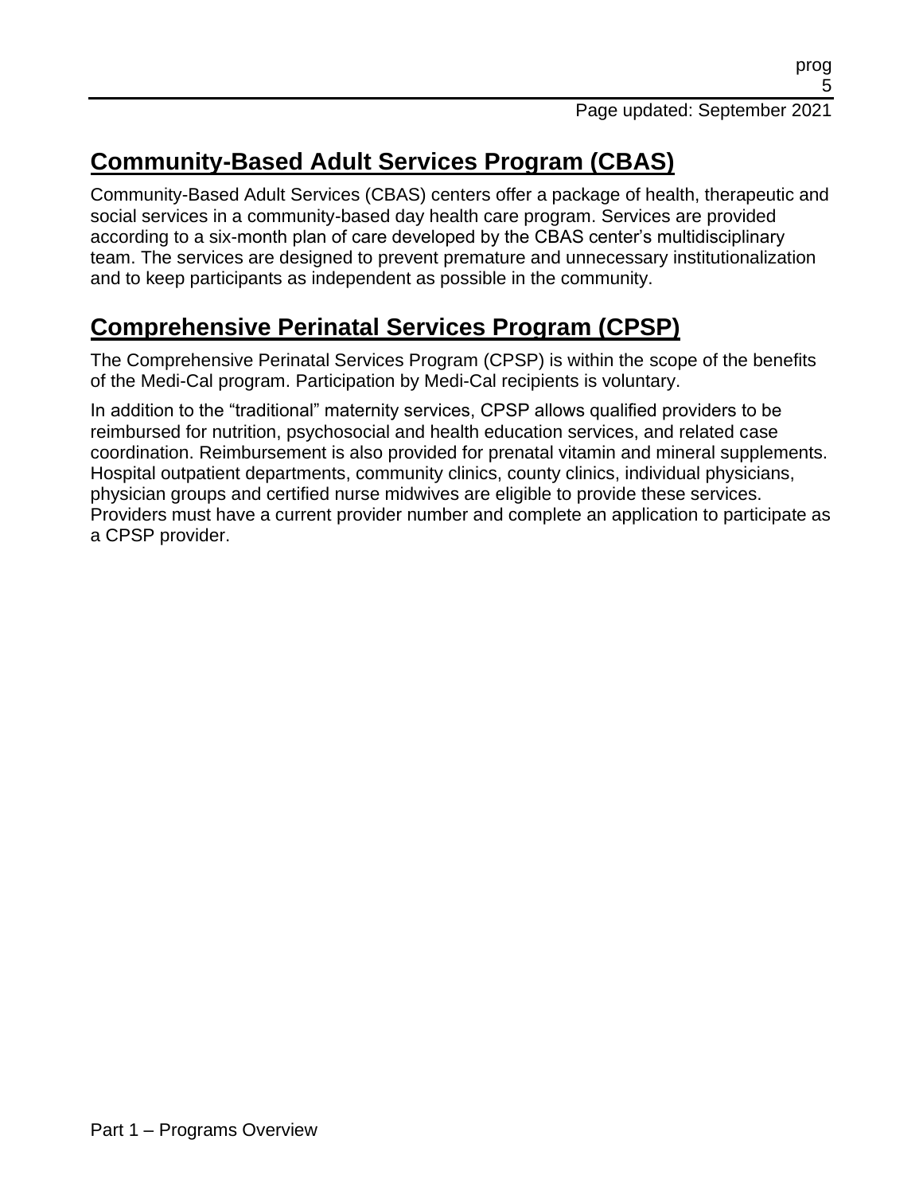## Community-Based Adult Services Program (CBAS)

Community-Based Adult Services (CBAS) centers offer a package of health, therapeutic and social services in a community-based day health care program. Services are provided according to a six-month plan of care developed by the CBAS center's multidisciplinary team. The services are designed to prevent premature and unnecessary institutionalization and to keep participants as independent as possible in the community.

## Comprehensive Perinatal Services Program (CPSP)

The Comprehensive Perinatal Services Program (CPSP) is within the scope of the benefits of the Medi-Cal program. Participation by Medi-Cal recipients is voluntary.

In addition to the "traditional" maternity services, CPSP allows qualified providers to be reimbursed for nutrition, psychosocial and health education services, and related case coordination. Reimbursement is also provided for prenatal vitamin and mineral supplements. Hospital outpatient departments, community clinics, county clinics, individual physicians, physician groups and certified nurse midwives are eligible to provide these services. Providers must have a current provider number and complete an application to participate as a CPSP provider.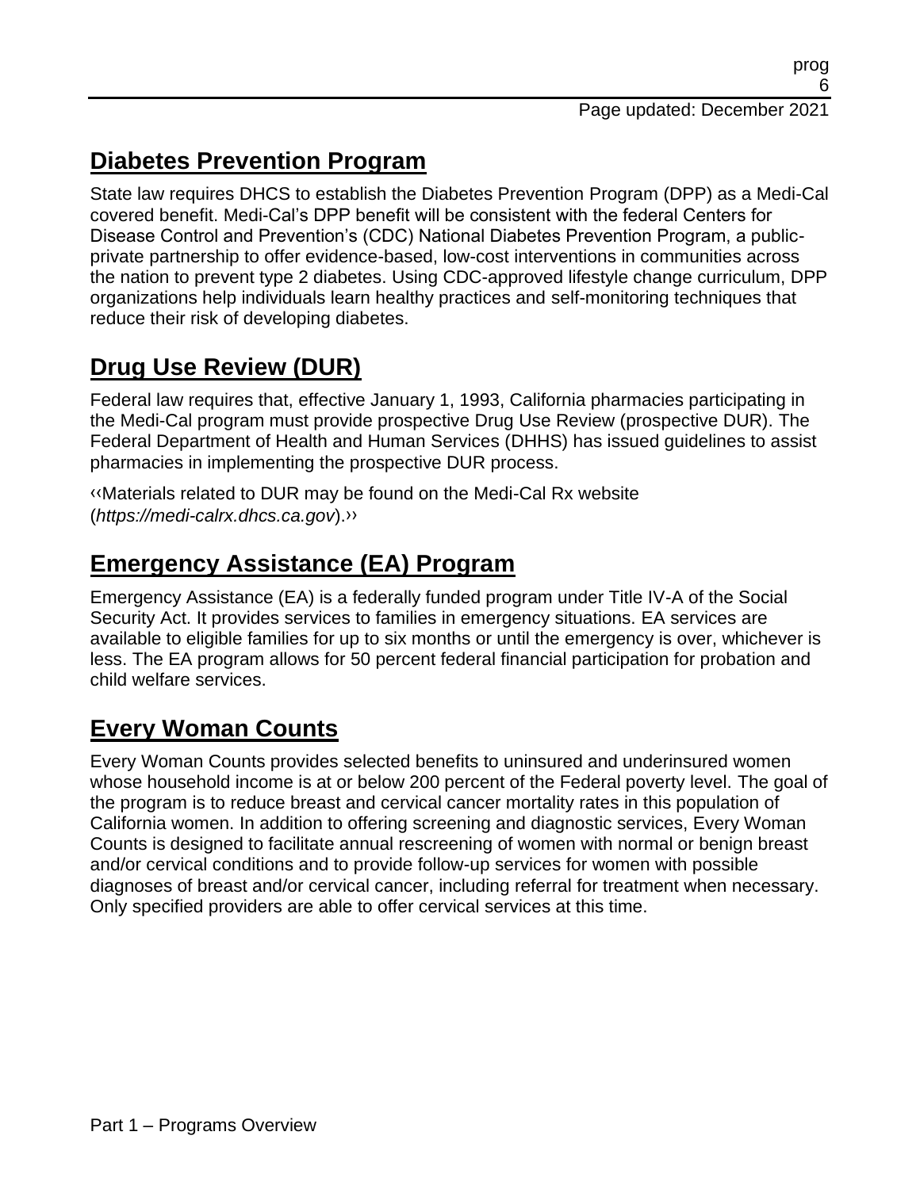## Diabetes Prevention Program

State law requires DHCS to establish the Diabetes Prevention Program (DPP) as a Medi-Cal covered benefit. Medi-Cal's DPP benefit will be consistent with the federal Centers for Disease Control and Prevention's (CDC) National Diabetes Prevention Program, a public-private partnership to offer evidence-based, low-cost interventions in communities across the nation to prevent type 2 diabetes. Using CDC-approved lifestyle change curriculum, DPP organizations help individuals learn healthy practices and self-monitoring techniques that reduce their risk of developing diabetes.

## Drug Use Review (DUR)

Federal law requires that, effective January 1, 1993, California pharmacies participating in the Medi-Cal program must provide prospective Drug Use Review (prospective DUR). The Federal Department of Health and Human Services (DHHS) has issued guidelines to assist pharmacies in implementing the prospective DUR process.

‹‹Materials related to DUR may be found on the Medi-Cal Rx website (*https://medi-calrx.dhcs.ca.gov*).››

## Emergency Assistance (EA) Program

Emergency Assistance (EA) is a federally funded program under Title IV-A of the Social Security Act. It provides services to families in emergency situations. EA services are available to eligible families for up to six months or until the emergency is over, whichever is less. The EA program allows for 50 percent federal financial participation for probation and child welfare services.

## Every Woman Counts

Every Woman Counts provides selected benefits to uninsured and underinsured women whose household income is at or below 200 percent of the Federal poverty level. The goal of the program is to reduce breast and cervical cancer mortality rates in this population of California women. In addition to offering screening and diagnostic services, Every Woman Counts is designed to facilitate annual rescreening of women with normal or benign breast and/or cervical conditions and to provide follow-up services for women with possible diagnoses of breast and/or cervical cancer, including referral for treatment when necessary. Only specified providers are able to offer cervical services at this time.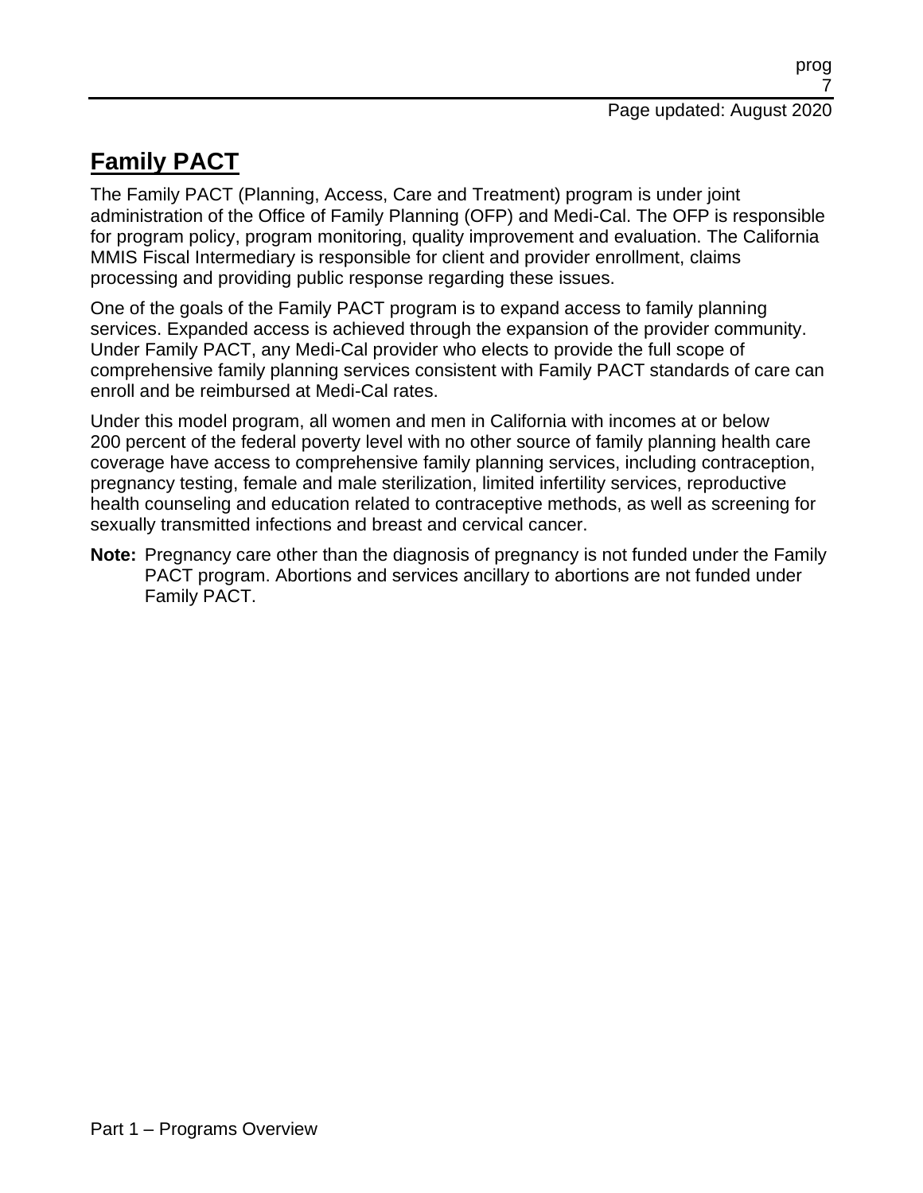# Family PACT

The Family PACT (Planning, Access, Care and Treatment) program is under joint administration of the Office of Family Planning (OFP) and Medi-Cal. The OFP is responsible for program policy, program monitoring, quality improvement and evaluation. The California MMIS Fiscal Intermediary is responsible for client and provider enrollment, claims processing and providing public response regarding these issues.

One of the goals of the Family PACT program is to expand access to family planning services. Expanded access is achieved through the expansion of the provider community. Under Family PACT, any Medi-Cal provider who elects to provide the full scope of comprehensive family planning services consistent with Family PACT standards of care can enroll and be reimbursed at Medi-Cal rates.

Under this model program, all women and men in California with incomes at or below 200 percent of the federal poverty level with no other source of family planning health care coverage have access to comprehensive family planning services, including contraception, pregnancy testing, female and male sterilization, limited infertility services, reproductive health counseling and education related to contraceptive methods, as well as screening for sexually transmitted infections and breast and cervical cancer.

**Note:** Pregnancy care other than the diagnosis of pregnancy is not funded under the Family PACT program. Abortions and services ancillary to abortions are not funded under Family PACT.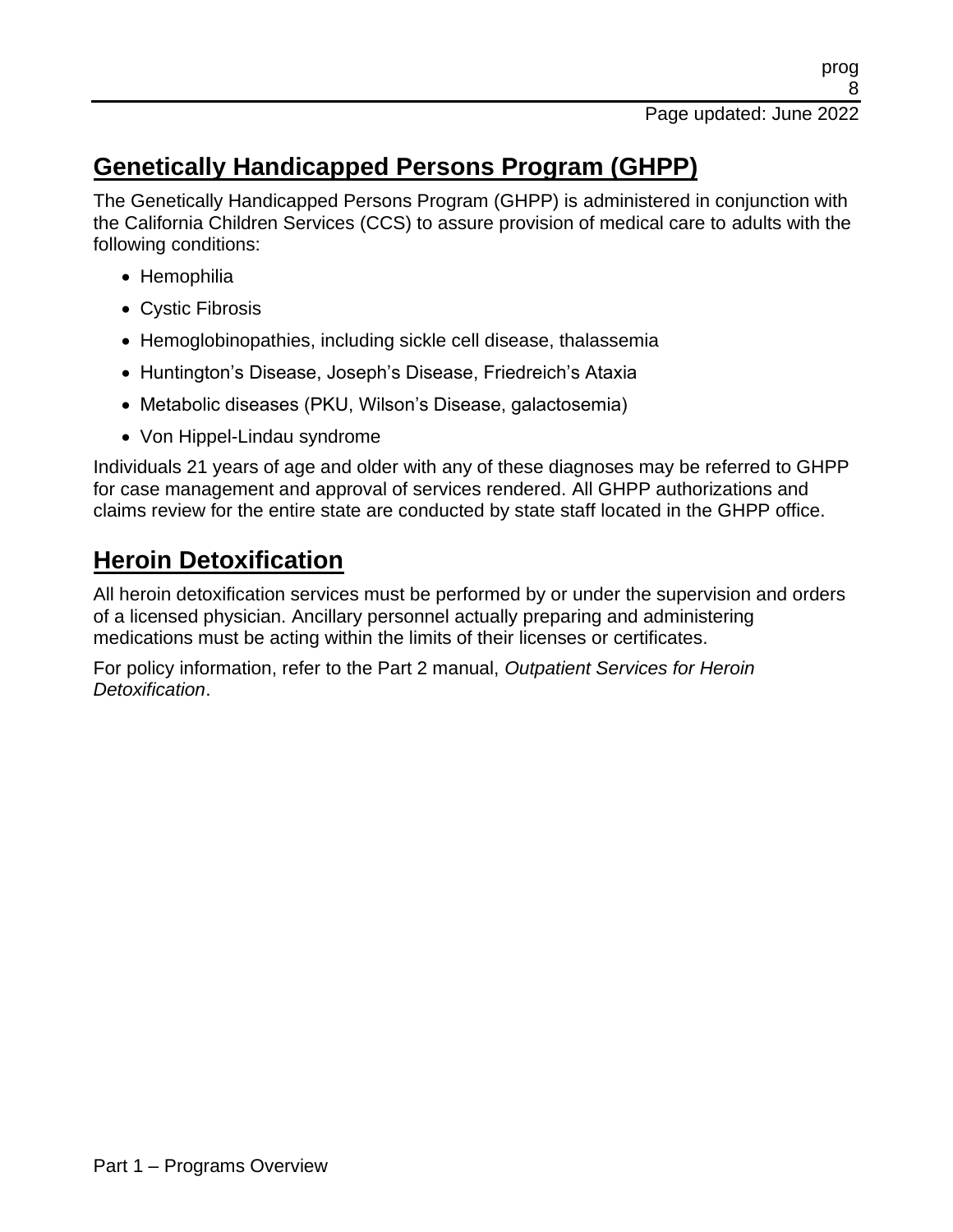## Genetically Handicapped Persons Program (GHPP)

The Genetically Handicapped Persons Program (GHPP) is administered in conjunction with the California Children Services (CCS) to assure provision of medical care to adults with the following conditions:

- Hemophilia
- Cystic Fibrosis
- Hemoglobinopathies, including sickle cell disease, thalassemia
- Huntington's Disease, Joseph's Disease, Friedreich's Ataxia
- Metabolic diseases (PKU, Wilson's Disease, galactosemia)
- Von Hippel-Lindau syndrome

Individuals 21 years of age and older with any of these diagnoses may be referred to GHPP for case management and approval of services rendered. All GHPP authorizations and claims review for the entire state are conducted by state staff located in the GHPP office.

## Heroin Detoxification

All heroin detoxification services must be performed by or under the supervision and orders of a licensed physician. Ancillary personnel actually preparing and administering medications must be acting within the limits of their licenses or certificates.

For policy information, refer to the Part 2 manual, *Outpatient Services for Heroin Detoxification*.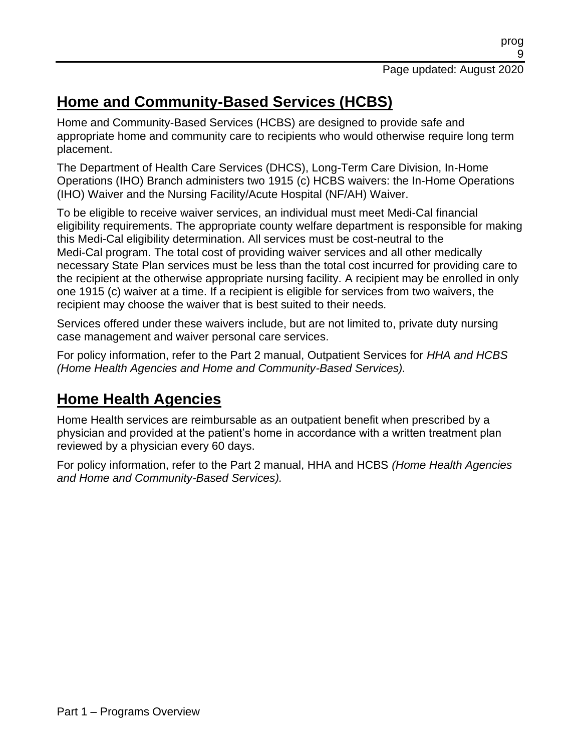## Home and Community-Based Services (HCBS)

Home and Community-Based Services (HCBS) are designed to provide safe and appropriate home and community care to recipients who would otherwise require long term placement.

The Department of Health Care Services (DHCS), Long-Term Care Division, In-Home Operations (IHO) Branch administers two 1915 (c) HCBS waivers: the In-Home Operations (IHO) Waiver and the Nursing Facility/Acute Hospital (NF/AH) Waiver.

To be eligible to receive waiver services, an individual must meet Medi-Cal financial eligibility requirements. The appropriate county welfare department is responsible for making this Medi-Cal eligibility determination. All services must be cost-neutral to the Medi-Cal program. The total cost of providing waiver services and all other medically necessary State Plan services must be less than the total cost incurred for providing care to the recipient at the otherwise appropriate nursing facility. A recipient may be enrolled in only one 1915 (c) waiver at a time. If a recipient is eligible for services from two waivers, the recipient may choose the waiver that is best suited to their needs.

Services offered under these waivers include, but are not limited to, private duty nursing case management and waiver personal care services.

For policy information, refer to the Part 2 manual, Outpatient Services for *HHA and HCBS (Home Health Agencies and Home and Community-Based Services).*

## Home Health Agencies

Home Health services are reimbursable as an outpatient benefit when prescribed by a physician and provided at the patient's home in accordance with a written treatment plan reviewed by a physician every 60 days.

For policy information, refer to the Part 2 manual, HHA and HCBS *(Home Health Agencies and Home and Community-Based Services).*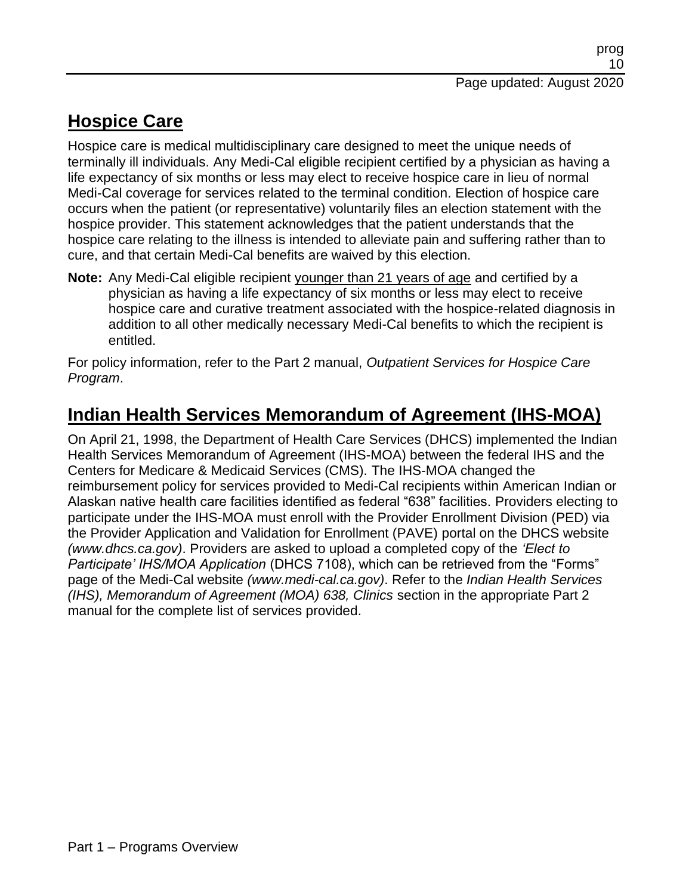## Hospice Care

Hospice care is medical multidisciplinary care designed to meet the unique needs of terminally ill individuals. Any Medi-Cal eligible recipient certified by a physician as having a life expectancy of six months or less may elect to receive hospice care in lieu of normal Medi-Cal coverage for services related to the terminal condition. Election of hospice care occurs when the patient (or representative) voluntarily files an election statement with the hospice provider. This statement acknowledges that the patient understands that the hospice care relating to the illness is intended to alleviate pain and suffering rather than to cure, and that certain Medi-Cal benefits are waived by this election.

**Note:** Any Medi-Cal eligible recipient younger than 21 years of age and certified by a physician as having a life expectancy of six months or less may elect to receive hospice care and curative treatment associated with the hospice-related diagnosis in addition to all other medically necessary Medi-Cal benefits to which the recipient is entitled.

For policy information, refer to the Part 2 manual, *Outpatient Services for Hospice Care Program*.

## Indian Health Services Memorandum of Agreement (IHS-MOA)

On April 21, 1998, the Department of Health Care Services (DHCS) implemented the Indian Health Services Memorandum of Agreement (IHS-MOA) between the federal IHS and the Centers for Medicare & Medicaid Services (CMS). The IHS-MOA changed the reimbursement policy for services provided to Medi-Cal recipients within American Indian or Alaskan native health care facilities identified as federal "638" facilities. Providers electing to participate under the IHS-MOA must enroll with the Provider Enrollment Division (PED) via the Provider Application and Validation for Enrollment (PAVE) portal on the DHCS website *(www.dhcs.ca.gov)*. Providers are asked to upload a completed copy of the *'Elect to Participate' IHS/MOA Application* (DHCS 7108), which can be retrieved from the "Forms" page of the Medi-Cal website *(www.medi-cal.ca.gov)*. Refer to the *Indian Health Services (IHS), Memorandum of Agreement (MOA) 638, Clinics* section in the appropriate Part 2 manual for the complete list of services provided.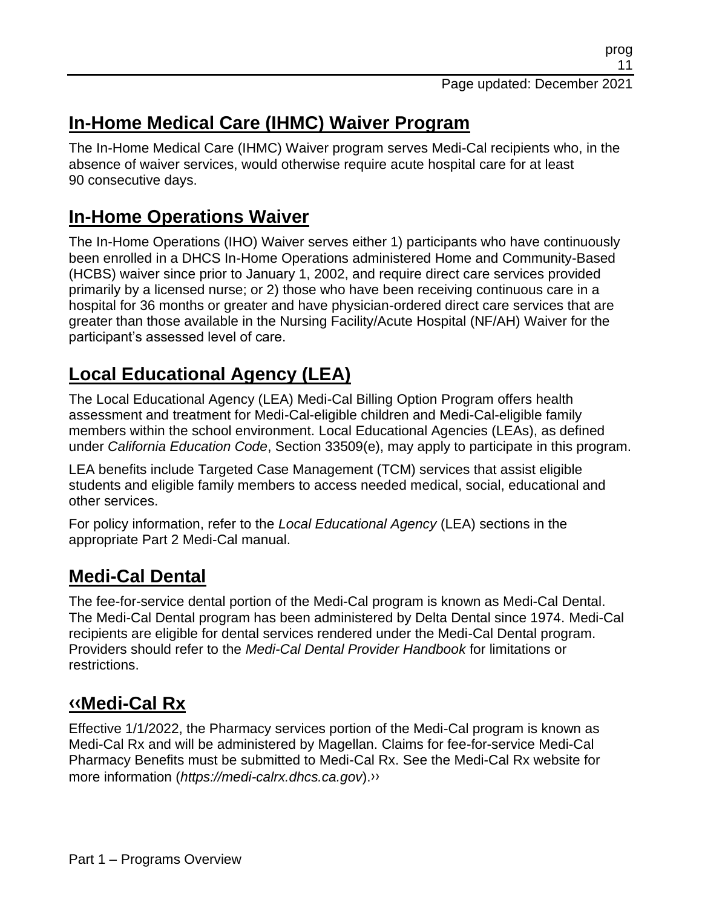## In-Home Medical Care (IHMC) Waiver Program

The In-Home Medical Care (IHMC) Waiver program serves Medi-Cal recipients who, in the absence of waiver services, would otherwise require acute hospital care for at least 90 consecutive days.

## In-Home Operations Waiver

The In-Home Operations (IHO) Waiver serves either 1) participants who have continuously been enrolled in a DHCS In-Home Operations administered Home and Community-Based (HCBS) waiver since prior to January 1, 2002, and require direct care services provided primarily by a licensed nurse; or 2) those who have been receiving continuous care in a hospital for 36 months or greater and have physician-ordered direct care services that are greater than those available in the Nursing Facility/Acute Hospital (NF/AH) Waiver for the participant's assessed level of care.

## Local Educational Agency (LEA)

The Local Educational Agency (LEA) Medi-Cal Billing Option Program offers health assessment and treatment for Medi-Cal-eligible children and Medi-Cal-eligible family members within the school environment. Local Educational Agencies (LEAs), as defined under *California Education Code*, Section 33509(e), may apply to participate in this program.

LEA benefits include Targeted Case Management (TCM) services that assist eligible students and eligible family members to access needed medical, social, educational and other services.

For policy information, refer to the *Local Educational Agency* (LEA) sections in the appropriate Part 2 Medi-Cal manual.

## Medi-Cal Dental

The fee-for-service dental portion of the Medi-Cal program is known as Medi-Cal Dental. The Medi-Cal Dental program has been administered by Delta Dental since 1974. Medi-Cal recipients are eligible for dental services rendered under the Medi-Cal Dental program. Providers should refer to the *Medi-Cal Dental Provider Handbook* for limitations or restrictions.

## ‹‹Medi-Cal Rx

Effective 1/1/2022, the Pharmacy services portion of the Medi-Cal program is known as Medi-Cal Rx and will be administered by Magellan. Claims for fee-for-service Medi-Cal Pharmacy Benefits must be submitted to Medi-Cal Rx. See the Medi-Cal Rx website for more information (*https://medi-calrx.dhcs.ca.gov*).››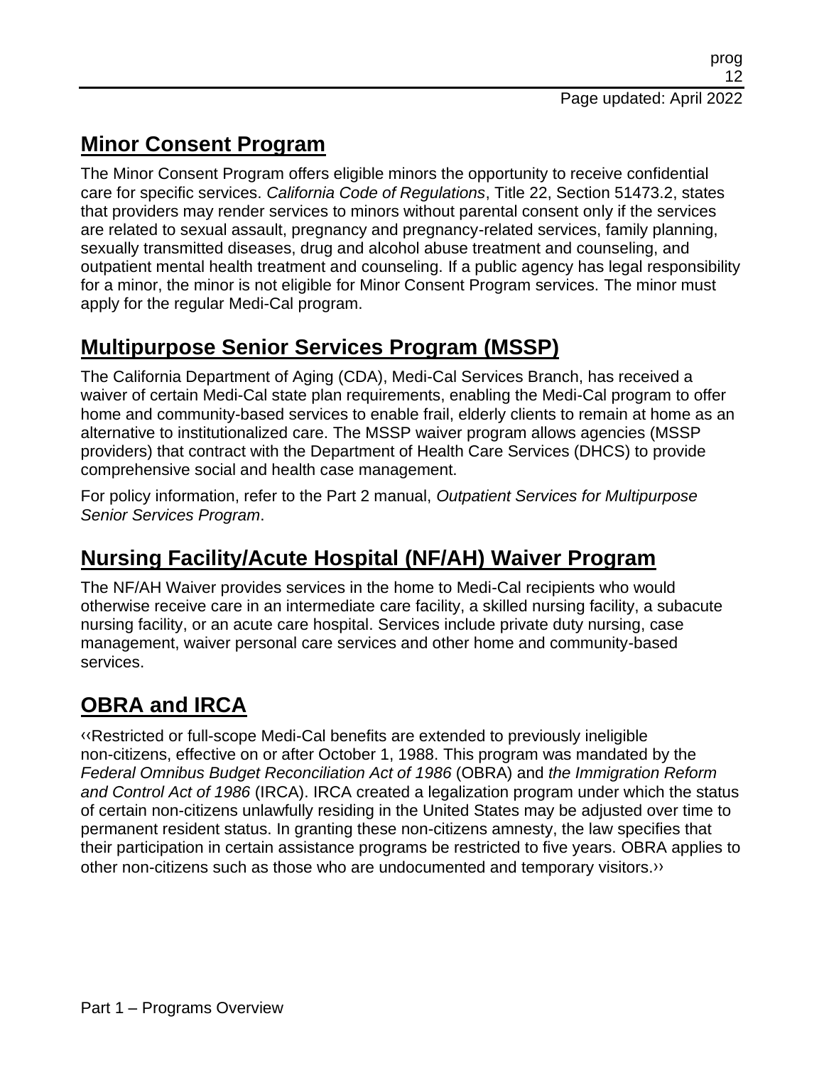## Minor Consent Program

The Minor Consent Program offers eligible minors the opportunity to receive confidential care for specific services. *California Code of Regulations*, Title 22, Section 51473.2, states that providers may render services to minors without parental consent only if the services are related to sexual assault, pregnancy and pregnancy-related services, family planning, sexually transmitted diseases, drug and alcohol abuse treatment and counseling, and outpatient mental health treatment and counseling. If a public agency has legal responsibility for a minor, the minor is not eligible for Minor Consent Program services. The minor must apply for the regular Medi-Cal program.

## Multipurpose Senior Services Program (MSSP)

The California Department of Aging (CDA), Medi-Cal Services Branch, has received a waiver of certain Medi-Cal state plan requirements, enabling the Medi-Cal program to offer home and community-based services to enable frail, elderly clients to remain at home as an alternative to institutionalized care. The MSSP waiver program allows agencies (MSSP providers) that contract with the Department of Health Care Services (DHCS) to provide comprehensive social and health case management.

For policy information, refer to the Part 2 manual, *Outpatient Services for Multipurpose Senior Services Program*.

## Nursing Facility/Acute Hospital (NF/AH) Waiver Program

The NF/AH Waiver provides services in the home to Medi-Cal recipients who would otherwise receive care in an intermediate care facility, a skilled nursing facility, a subacute nursing facility, or an acute care hospital. Services include private duty nursing, case management, waiver personal care services and other home and community-based services.

## OBRA and IRCA

‹‹Restricted or full-scope Medi-Cal benefits are extended to previously ineligible non-citizens, effective on or after October 1, 1988. This program was mandated by the *Federal Omnibus Budget Reconciliation Act of 1986* (OBRA) and *the Immigration Reform and Control Act of 1986* (IRCA). IRCA created a legalization program under which the status of certain non-citizens unlawfully residing in the United States may be adjusted over time to permanent resident status. In granting these non-citizens amnesty, the law specifies that their participation in certain assistance programs be restricted to five years. OBRA applies to other non-citizens such as those who are undocumented and temporary visitors.››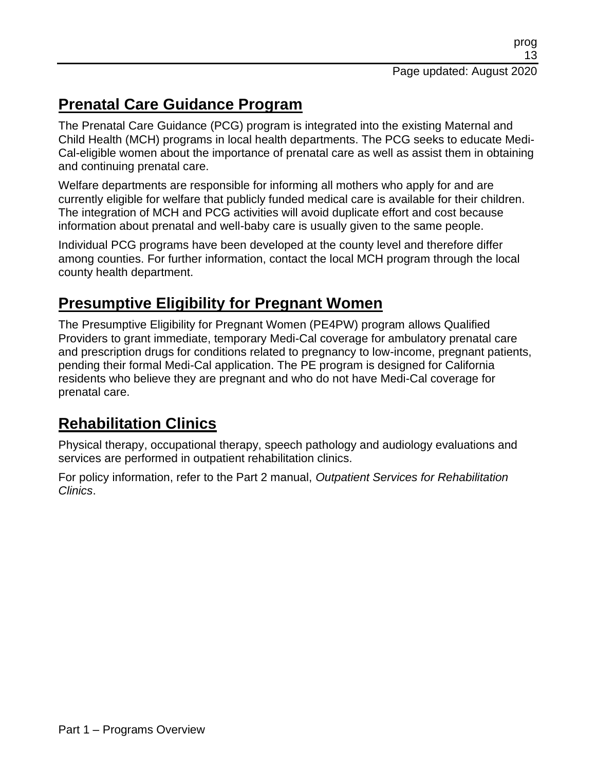## Prenatal Care Guidance Program

The Prenatal Care Guidance (PCG) program is integrated into the existing Maternal and Child Health (MCH) programs in local health departments. The PCG seeks to educate Medi-Cal-eligible women about the importance of prenatal care as well as assist them in obtaining and continuing prenatal care.

Welfare departments are responsible for informing all mothers who apply for and are currently eligible for welfare that publicly funded medical care is available for their children. The integration of MCH and PCG activities will avoid duplicate effort and cost because information about prenatal and well-baby care is usually given to the same people.

Individual PCG programs have been developed at the county level and therefore differ among counties. For further information, contact the local MCH program through the local county health department.

## Presumptive Eligibility for Pregnant Women

The Presumptive Eligibility for Pregnant Women (PE4PW) program allows Qualified Providers to grant immediate, temporary Medi-Cal coverage for ambulatory prenatal care and prescription drugs for conditions related to pregnancy to low-income, pregnant patients, pending their formal Medi-Cal application. The PE program is designed for California residents who believe they are pregnant and who do not have Medi-Cal coverage for prenatal care.

## Rehabilitation Clinics

Physical therapy, occupational therapy, speech pathology and audiology evaluations and services are performed in outpatient rehabilitation clinics.

For policy information, refer to the Part 2 manual, *Outpatient Services for Rehabilitation Clinics*.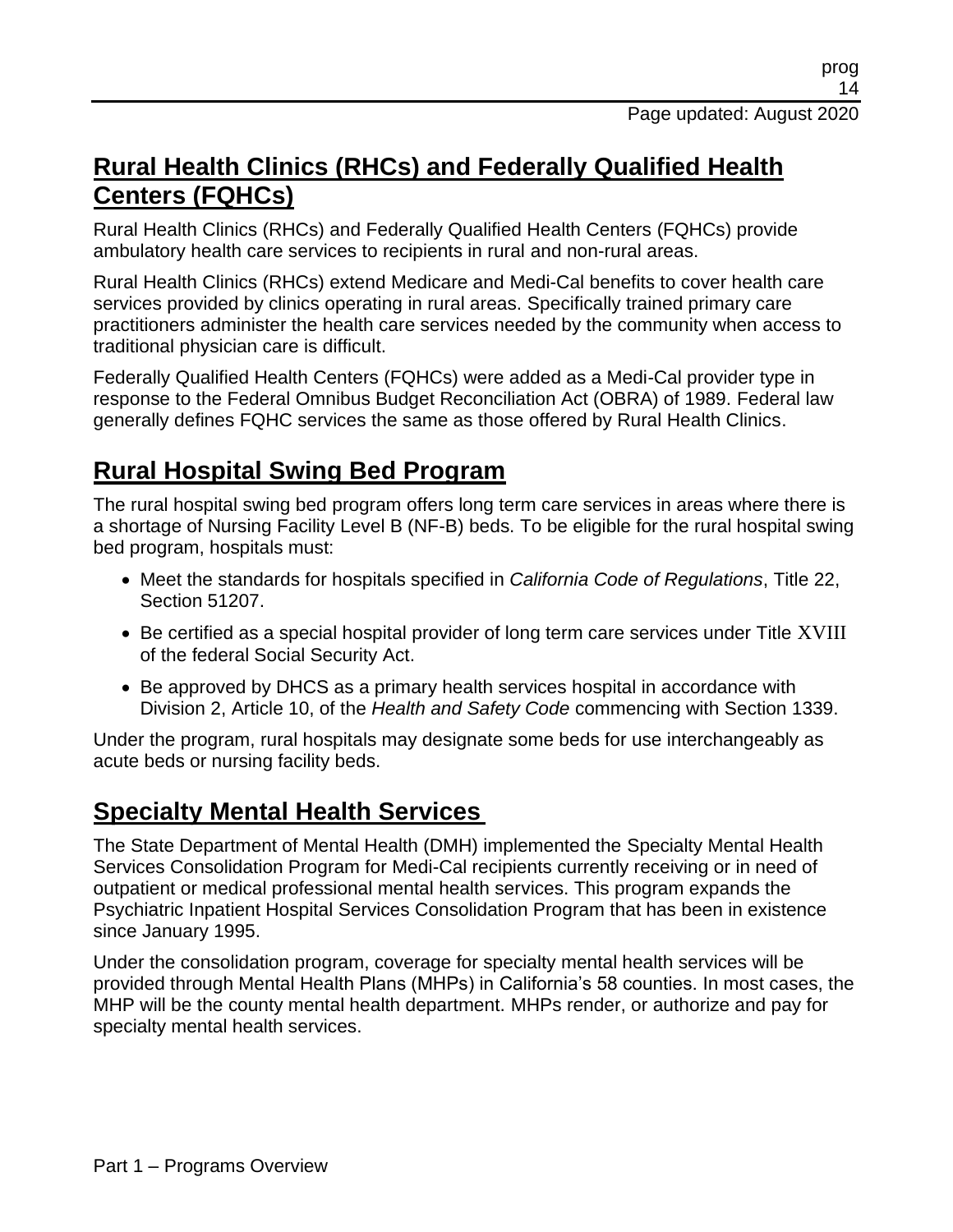## Rural Health Clinics (RHCs) and Federally Qualified Health Centers (FQHCs)

Rural Health Clinics (RHCs) and Federally Qualified Health Centers (FQHCs) provide ambulatory health care services to recipients in rural and non-rural areas.

Rural Health Clinics (RHCs) extend Medicare and Medi-Cal benefits to cover health care services provided by clinics operating in rural areas. Specifically trained primary care practitioners administer the health care services needed by the community when access to traditional physician care is difficult.

Federally Qualified Health Centers (FQHCs) were added as a Medi-Cal provider type in response to the Federal Omnibus Budget Reconciliation Act (OBRA) of 1989. Federal law generally defines FQHC services the same as those offered by Rural Health Clinics.

## Rural Hospital Swing Bed Program

The rural hospital swing bed program offers long term care services in areas where there is a shortage of Nursing Facility Level B (NF-B) beds. To be eligible for the rural hospital swing bed program, hospitals must:

- Meet the standards for hospitals specified in *California Code of Regulations*, Title 22, Section 51207.
- Be certified as a special hospital provider of long term care services under Title XVIII of the federal Social Security Act.
- Be approved by DHCS as a primary health services hospital in accordance with Division 2, Article 10, of the *Health and Safety Code* commencing with Section 1339.

Under the program, rural hospitals may designate some beds for use interchangeably as acute beds or nursing facility beds.

## Specialty Mental Health Services

The State Department of Mental Health (DMH) implemented the Specialty Mental Health Services Consolidation Program for Medi-Cal recipients currently receiving or in need of outpatient or medical professional mental health services. This program expands the Psychiatric Inpatient Hospital Services Consolidation Program that has been in existence since January 1995.

Under the consolidation program, coverage for specialty mental health services will be provided through Mental Health Plans (MHPs) in California's 58 counties. In most cases, the MHP will be the county mental health department. MHPs render, or authorize and pay for specialty mental health services.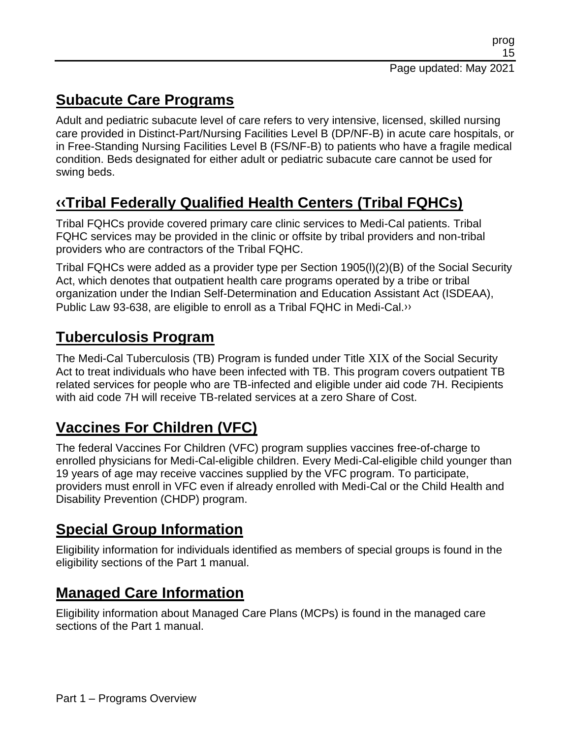## Subacute Care Programs

Adult and pediatric subacute level of care refers to very intensive, licensed, skilled nursing care provided in Distinct-Part/Nursing Facilities Level B (DP/NF-B) in acute care hospitals, or in Free-Standing Nursing Facilities Level B (FS/NF-B) to patients who have a fragile medical condition. Beds designated for either adult or pediatric subacute care cannot be used for swing beds.

## ‹‹Tribal Federally Qualified Health Centers (Tribal FQHCs)

Tribal FQHCs provide covered primary care clinic services to Medi-Cal patients. Tribal FQHC services may be provided in the clinic or offsite by tribal providers and non-tribal providers who are contractors of the Tribal FQHC.

Tribal FQHCs were added as a provider type per Section 1905(l)(2)(B) of the Social Security Act, which denotes that outpatient health care programs operated by a tribe or tribal organization under the Indian Self-Determination and Education Assistant Act (ISDEAA), Public Law 93-638, are eligible to enroll as a Tribal FQHC in Medi-Cal.››

## Tuberculosis Program

The Medi-Cal Tuberculosis (TB) Program is funded under Title XIX of the Social Security Act to treat individuals who have been infected with TB. This program covers outpatient TB related services for people who are TB-infected and eligible under aid code 7H. Recipients with aid code 7H will receive TB-related services at a zero Share of Cost.

## Vaccines For Children (VFC)

The federal Vaccines For Children (VFC) program supplies vaccines free-of-charge to enrolled physicians for Medi-Cal-eligible children. Every Medi-Cal-eligible child younger than 19 years of age may receive vaccines supplied by the VFC program. To participate, providers must enroll in VFC even if already enrolled with Medi-Cal or the Child Health and Disability Prevention (CHDP) program.

## Special Group Information

Eligibility information for individuals identified as members of special groups is found in the eligibility sections of the Part 1 manual.

## Managed Care Information

Eligibility information about Managed Care Plans (MCPs) is found in the managed care sections of the Part 1 manual.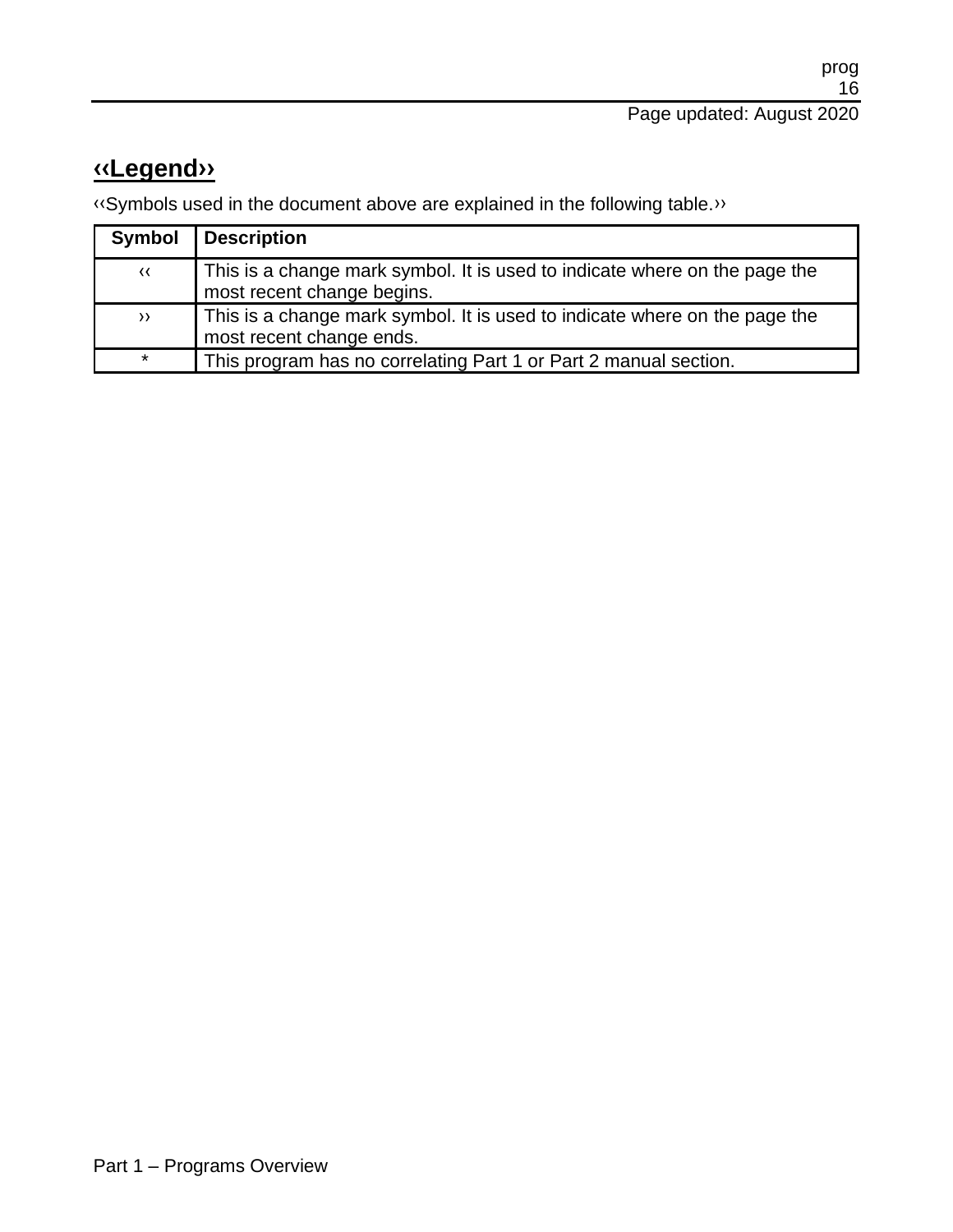## ‹‹Legend››

‹‹Symbols used in the document above are explained in the following table.››

| Symbol | Description |
|---|---|
| ‹‹ | This is a change mark symbol. It is used to indicate where on the page the most recent change begins. |
| ›› | This is a change mark symbol. It is used to indicate where on the page the most recent change ends. |
| * | This program has no correlating Part 1 or Part 2 manual section. |